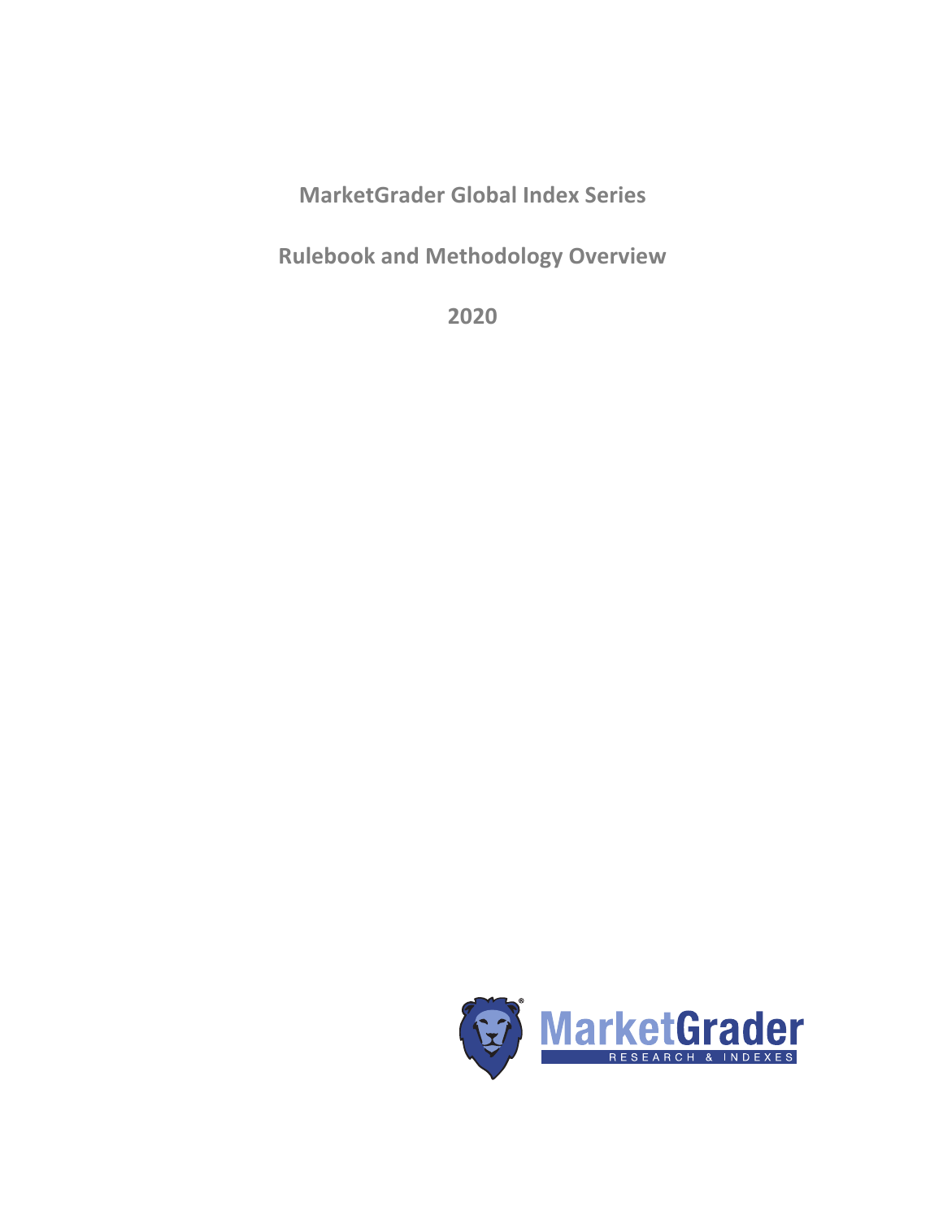# MarketGrader Global Index Series

## Rulebook and Methodology Overview

## 2020

MarketGrader

RESEARCH & INDEXES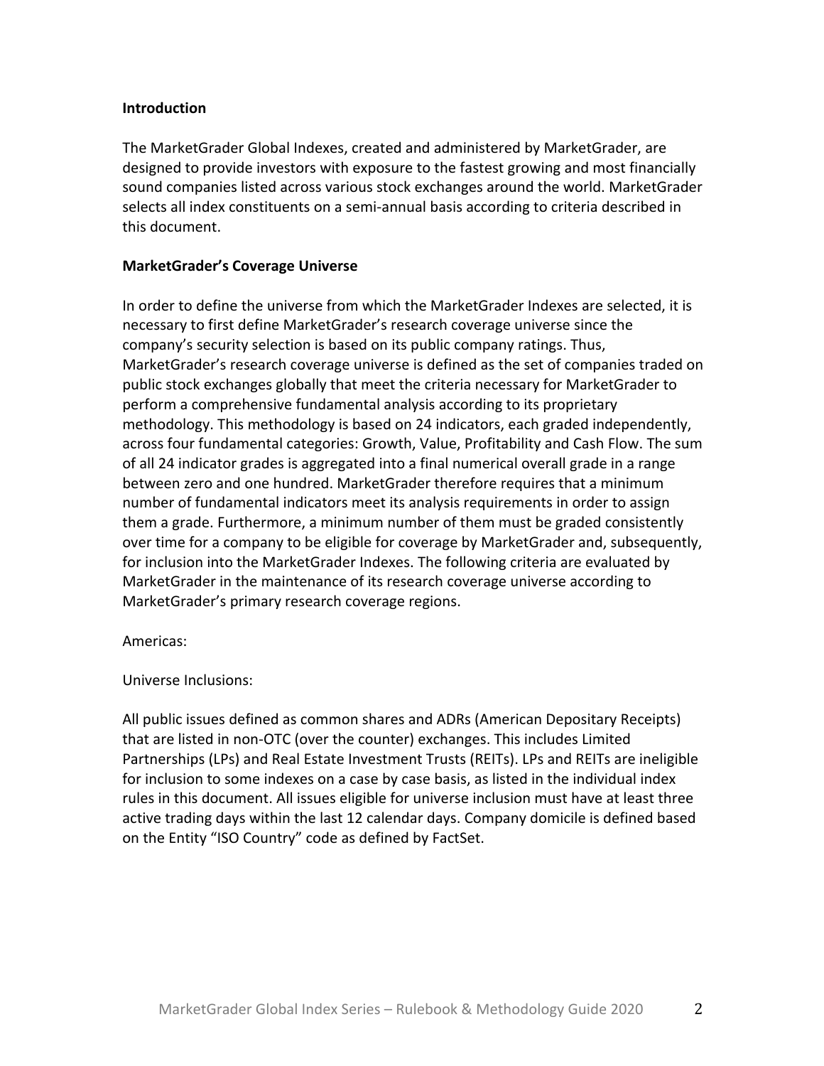**Introduction**

The MarketGrader Global Indexes, created and administered by MarketGrader, are designed to provide investors with exposure to the fastest growing and most financially sound companies listed across various stock exchanges around the world. MarketGrader selects all index constituents on a semi-annual basis according to criteria described in this document.

**MarketGrader's Coverage Universe**

In order to define the universe from which the MarketGrader Indexes are selected, it is necessary to first define MarketGrader's research coverage universe since the company's security selection is based on its public company ratings. Thus, MarketGrader's research coverage universe is defined as the set of companies traded on public stock exchanges globally that meet the criteria necessary for MarketGrader to perform a comprehensive fundamental analysis according to its proprietary methodology. This methodology is based on 24 indicators, each graded independently, across four fundamental categories: Growth, Value, Profitability and Cash Flow. The sum of all 24 indicator grades is aggregated into a final numerical overall grade in a range between zero and one hundred. MarketGrader therefore requires that a minimum number of fundamental indicators meet its analysis requirements in order to assign them a grade. Furthermore, a minimum number of them must be graded consistently over time for a company to be eligible for coverage by MarketGrader and, subsequently, for inclusion into the MarketGrader Indexes. The following criteria are evaluated by MarketGrader in the maintenance of its research coverage universe according to MarketGrader's primary research coverage regions.

Americas:

Universe Inclusions:

All public issues defined as common shares and ADRs (American Depositary Receipts) that are listed in non-OTC (over the counter) exchanges. This includes Limited Partnerships (LPs) and Real Estate Investment Trusts (REITs). LPs and REITs are ineligible for inclusion to some indexes on a case by case basis, as listed in the individual index rules in this document. All issues eligible for universe inclusion must have at least three active trading days within the last 12 calendar days. Company domicile is defined based on the Entity "ISO Country" code as defined by FactSet.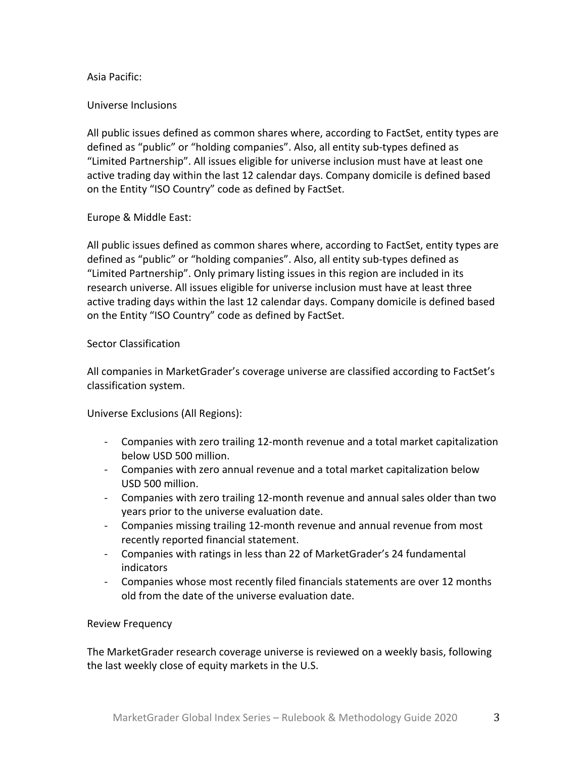Asia Pacific:

Universe Inclusions

All public issues defined as common shares where, according to FactSet, entity types are defined as “public” or “holding companies”. Also, all entity sub-types defined as “Limited Partnership”. All issues eligible for universe inclusion must have at least one active trading day within the last 12 calendar days. Company domicile is defined based on the Entity “ISO Country” code as defined by FactSet.

Europe & Middle East:

All public issues defined as common shares where, according to FactSet, entity types are defined as “public” or “holding companies”. Also, all entity sub-types defined as “Limited Partnership”. Only primary listing issues in this region are included in its research universe. All issues eligible for universe inclusion must have at least three active trading days within the last 12 calendar days. Company domicile is defined based on the Entity “ISO Country” code as defined by FactSet.

Sector Classification

All companies in MarketGrader’s coverage universe are classified according to FactSet’s classification system.

Universe Exclusions (All Regions):

- Companies with zero trailing 12-month revenue and a total market capitalization below USD 500 million.
- Companies with zero annual revenue and a total market capitalization below USD 500 million.
- Companies with zero trailing 12-month revenue and annual sales older than two years prior to the universe evaluation date.
- Companies missing trailing 12-month revenue and annual revenue from most recently reported financial statement.
- Companies with ratings in less than 22 of MarketGrader’s 24 fundamental indicators
- Companies whose most recently filed financials statements are over 12 months old from the date of the universe evaluation date.

Review Frequency

The MarketGrader research coverage universe is reviewed on a weekly basis, following the last weekly close of equity markets in the U.S.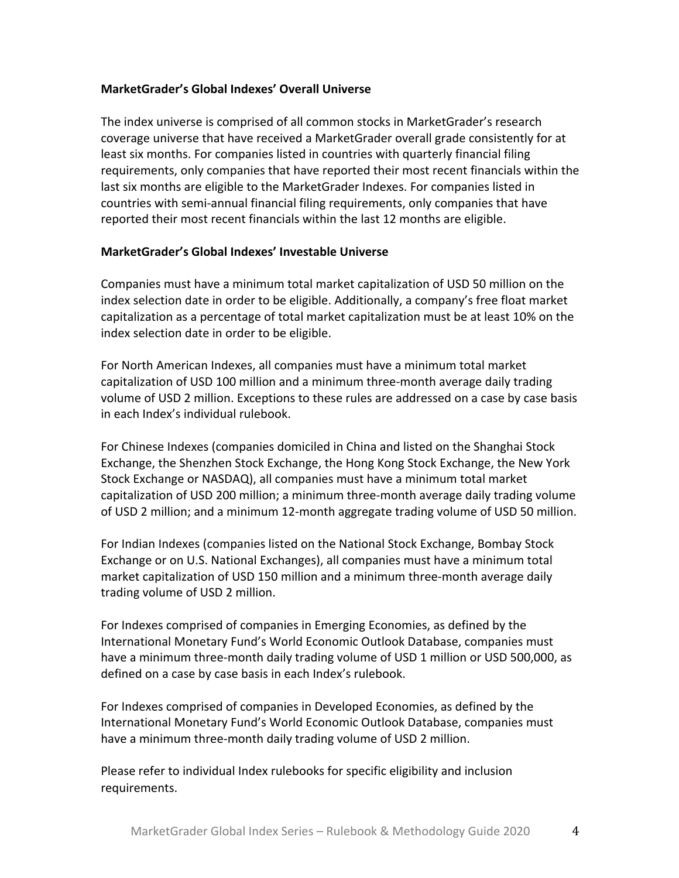**MarketGrader's Global Indexes' Overall Universe**

The index universe is comprised of all common stocks in MarketGrader's research coverage universe that have received a MarketGrader overall grade consistently for at least six months. For companies listed in countries with quarterly financial filing requirements, only companies that have reported their most recent financials within the last six months are eligible to the MarketGrader Indexes. For companies listed in countries with semi-annual financial filing requirements, only companies that have reported their most recent financials within the last 12 months are eligible.

**MarketGrader's Global Indexes' Investable Universe**

Companies must have a minimum total market capitalization of USD 50 million on the index selection date in order to be eligible. Additionally, a company's free float market capitalization as a percentage of total market capitalization must be at least 10% on the index selection date in order to be eligible.

For North American Indexes, all companies must have a minimum total market capitalization of USD 100 million and a minimum three-month average daily trading volume of USD 2 million. Exceptions to these rules are addressed on a case by case basis in each Index's individual rulebook.

For Chinese Indexes (companies domiciled in China and listed on the Shanghai Stock Exchange, the Shenzhen Stock Exchange, the Hong Kong Stock Exchange, the New York Stock Exchange or NASDAQ), all companies must have a minimum total market capitalization of USD 200 million; a minimum three-month average daily trading volume of USD 2 million; and a minimum 12-month aggregate trading volume of USD 50 million.

For Indian Indexes (companies listed on the National Stock Exchange, Bombay Stock Exchange or on U.S. National Exchanges), all companies must have a minimum total market capitalization of USD 150 million and a minimum three-month average daily trading volume of USD 2 million.

For Indexes comprised of companies in Emerging Economies, as defined by the International Monetary Fund's World Economic Outlook Database, companies must have a minimum three-month daily trading volume of USD 1 million or USD 500,000, as defined on a case by case basis in each Index's rulebook.

For Indexes comprised of companies in Developed Economies, as defined by the International Monetary Fund's World Economic Outlook Database, companies must have a minimum three-month daily trading volume of USD 2 million.

Please refer to individual Index rulebooks for specific eligibility and inclusion requirements.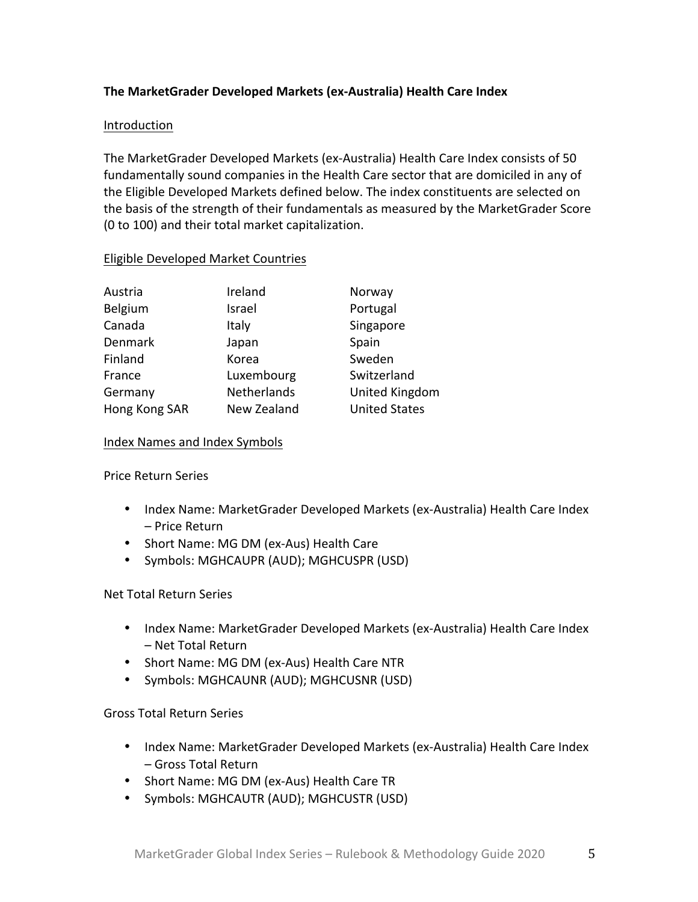### The MarketGrader Developed Markets (ex-Australia) Health Care Index

#### Introduction

The MarketGrader Developed Markets (ex-Australia) Health Care Index consists of 50 fundamentally sound companies in the Health Care sector that are domiciled in any of the Eligible Developed Markets defined below. The index constituents are selected on the basis of the strength of their fundamentals as measured by the MarketGrader Score (0 to 100) and their total market capitalization.

#### Eligible Developed Market Countries

| | | |
|---|---|---|
| Austria | Ireland | Norway |
| Belgium | Israel | Portugal |
| Canada | Italy | Singapore |
| Denmark | Japan | Spain |
| Finland | Korea | Sweden |
| France | Luxembourg | Switzerland |
| Germany | Netherlands | United Kingdom |
| Hong Kong SAR | New Zealand | United States |

#### Index Names and Index Symbols

Price Return Series

- Index Name: MarketGrader Developed Markets (ex-Australia) Health Care Index – Price Return
- Short Name: MG DM (ex-Aus) Health Care
- Symbols: MGHCAUPR (AUD); MGHCUSPR (USD)

Net Total Return Series

- Index Name: MarketGrader Developed Markets (ex-Australia) Health Care Index – Net Total Return
- Short Name: MG DM (ex-Aus) Health Care NTR
- Symbols: MGHCAUNR (AUD); MGHCUSNR (USD)

Gross Total Return Series

- Index Name: MarketGrader Developed Markets (ex-Australia) Health Care Index – Gross Total Return
- Short Name: MG DM (ex-Aus) Health Care TR
- Symbols: MGHCAUTR (AUD); MGHCUSTR (USD)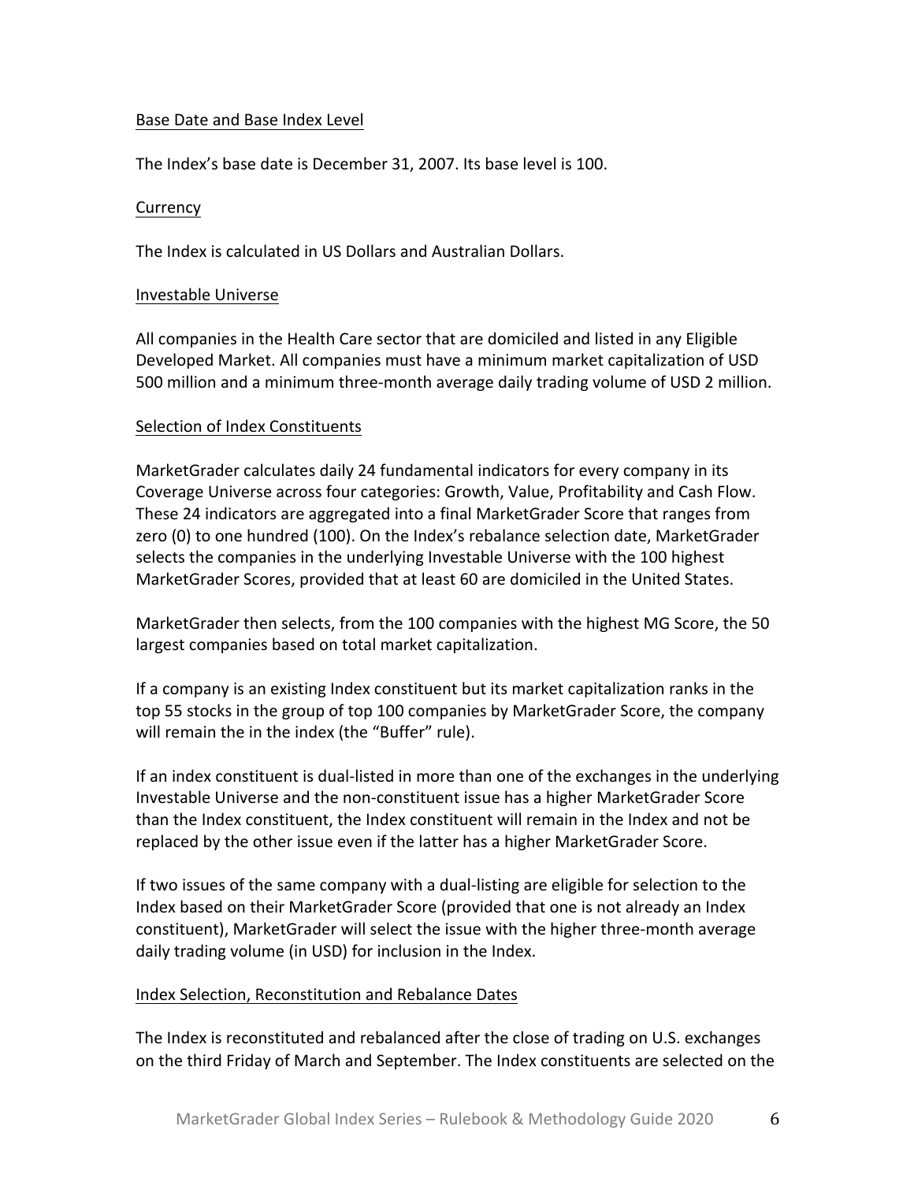### Base Date and Base Index Level

The Index's base date is December 31, 2007. Its base level is 100.

### Currency

The Index is calculated in US Dollars and Australian Dollars.

### Investable Universe

All companies in the Health Care sector that are domiciled and listed in any Eligible Developed Market. All companies must have a minimum market capitalization of USD 500 million and a minimum three-month average daily trading volume of USD 2 million.

### Selection of Index Constituents

MarketGrader calculates daily 24 fundamental indicators for every company in its Coverage Universe across four categories: Growth, Value, Profitability and Cash Flow. These 24 indicators are aggregated into a final MarketGrader Score that ranges from zero (0) to one hundred (100). On the Index's rebalance selection date, MarketGrader selects the companies in the underlying Investable Universe with the 100 highest MarketGrader Scores, provided that at least 60 are domiciled in the United States.

MarketGrader then selects, from the 100 companies with the highest MG Score, the 50 largest companies based on total market capitalization.

If a company is an existing Index constituent but its market capitalization ranks in the top 55 stocks in the group of top 100 companies by MarketGrader Score, the company will remain the in the index (the "Buffer" rule).

If an index constituent is dual-listed in more than one of the exchanges in the underlying Investable Universe and the non-constituent issue has a higher MarketGrader Score than the Index constituent, the Index constituent will remain in the Index and not be replaced by the other issue even if the latter has a higher MarketGrader Score.

If two issues of the same company with a dual-listing are eligible for selection to the Index based on their MarketGrader Score (provided that one is not already an Index constituent), MarketGrader will select the issue with the higher three-month average daily trading volume (in USD) for inclusion in the Index.

### Index Selection, Reconstitution and Rebalance Dates

The Index is reconstituted and rebalanced after the close of trading on U.S. exchanges on the third Friday of March and September. The Index constituents are selected on the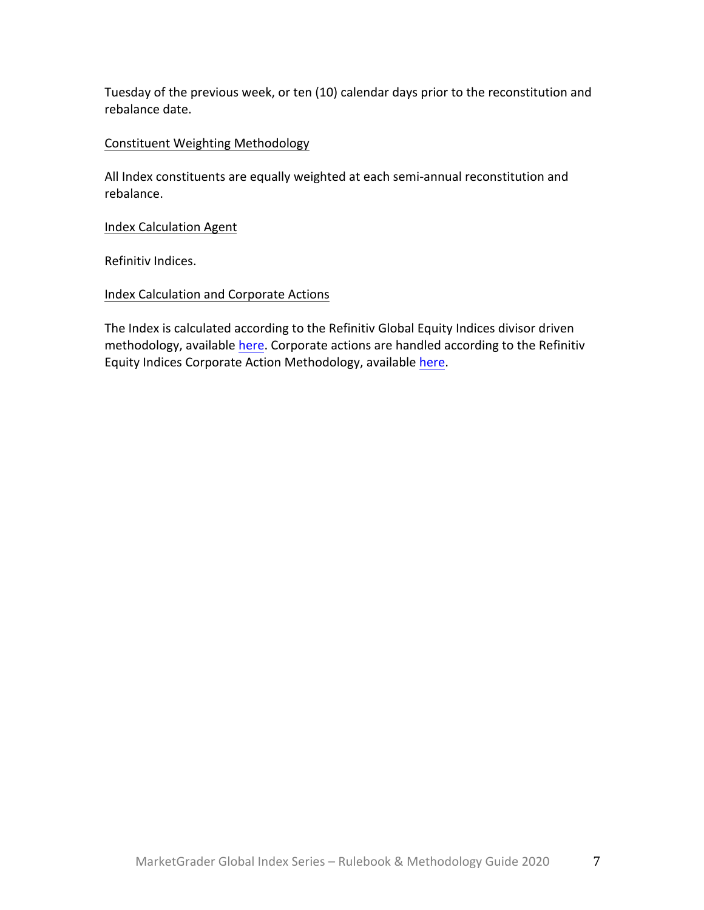Tuesday of the previous week, or ten (10) calendar days prior to the reconstitution and rebalance date.

### Constituent Weighting Methodology

All Index constituents are equally weighted at each semi-annual reconstitution and rebalance.

### Index Calculation Agent

Refinitiv Indices.

### Index Calculation and Corporate Actions

The Index is calculated according to the Refinitiv Global Equity Indices divisor driven methodology, available here. Corporate actions are handled according to the Refinitiv Equity Indices Corporate Action Methodology, available here.